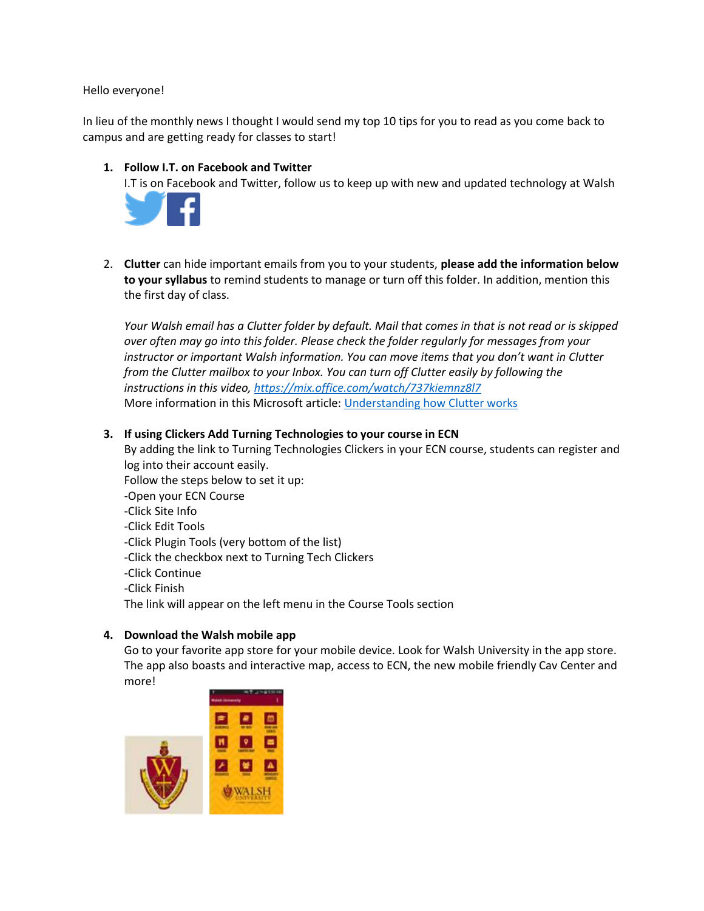Hello everyone!

In lieu of the monthly news I thought I would send my top 10 tips for you to read as you come back to campus and are getting ready for classes to start!

1. **Follow I.T. on Facebook and Twitter**
   I.T is on Facebook and Twitter, follow us to keep up with new and updated technology at Walsh

2. **Clutter** can hide important emails from you to your students, **please add the information below to your syllabus** to remind students to manage or turn off this folder. In addition, mention this the first day of class.

   *Your Walsh email has a Clutter folder by default. Mail that comes in that is not read or is skipped over often may go into this folder. Please check the folder regularly for messages from your instructor or important Walsh information. You can move items that you don't want in Clutter from the Clutter mailbox to your Inbox. You can turn off Clutter easily by following the instructions in this video, [https://mix.office.com/watch/737kiemnz8l7](https://mix.office.com/watch/737kiemnz8l7)*
   More information in this Microsoft article: [Understanding how Clutter works]()

3. **If using Clickers Add Turning Technologies to your course in ECN**
   By adding the link to Turning Technologies Clickers in your ECN course, students can register and log into their account easily.
   Follow the steps below to set it up:
   -Open your ECN Course
   -Click Site Info
   -Click Edit Tools
   -Click Plugin Tools (very bottom of the list)
   -Click the checkbox next to Turning Tech Clickers
   -Click Continue
   -Click Finish
   The link will appear on the left menu in the Course Tools section

4. **Download the Walsh mobile app**
   Go to your favorite app store for your mobile device. Look for Walsh University in the app store. The app also boasts and interactive map, access to ECN, the new mobile friendly Cav Center and more!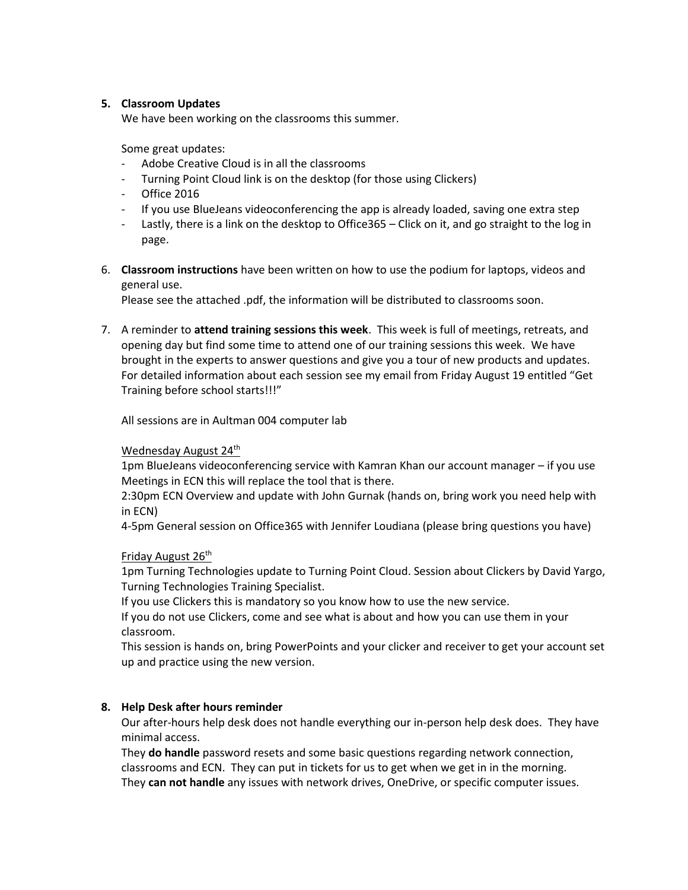5. **Classroom Updates**
   We have been working on the classrooms this summer.

   Some great updates:
   - Adobe Creative Cloud is in all the classrooms
   - Turning Point Cloud link is on the desktop (for those using Clickers)
   - Office 2016
   - If you use BlueJeans videoconferencing the app is already loaded, saving one extra step
   - Lastly, there is a link on the desktop to Office365 – Click on it, and go straight to the log in page.

6. **Classroom instructions** have been written on how to use the podium for laptops, videos and general use.
   Please see the attached .pdf, the information will be distributed to classrooms soon.

7. A reminder to **attend training sessions this week**. This week is full of meetings, retreats, and opening day but find some time to attend one of our training sessions this week. We have brought in the experts to answer questions and give you a tour of new products and updates. For detailed information about each session see my email from Friday August 19 entitled "Get Training before school starts!!!"

   All sessions are in Aultman 004 computer lab

   <u>Wednesday August 24th</u>
   1pm BlueJeans videoconferencing service with Kamran Khan our account manager – if you use Meetings in ECN this will replace the tool that is there.
   2:30pm ECN Overview and update with John Gurnak (hands on, bring work you need help with in ECN)
   4-5pm General session on Office365 with Jennifer Loudiana (please bring questions you have)

   <u>Friday August 26th</u>
   1pm Turning Technologies update to Turning Point Cloud. Session about Clickers by David Yargo, Turning Technologies Training Specialist.
   If you use Clickers this is mandatory so you know how to use the new service.
   If you do not use Clickers, come and see what is about and how you can use them in your classroom.
   This session is hands on, bring PowerPoints and your clicker and receiver to get your account set up and practice using the new version.

8. **Help Desk after hours reminder**
   Our after-hours help desk does not handle everything our in-person help desk does. They have minimal access.
   They **do handle** password resets and some basic questions regarding network connection, classrooms and ECN. They can put in tickets for us to get when we get in in the morning.
   They **can not handle** any issues with network drives, OneDrive, or specific computer issues.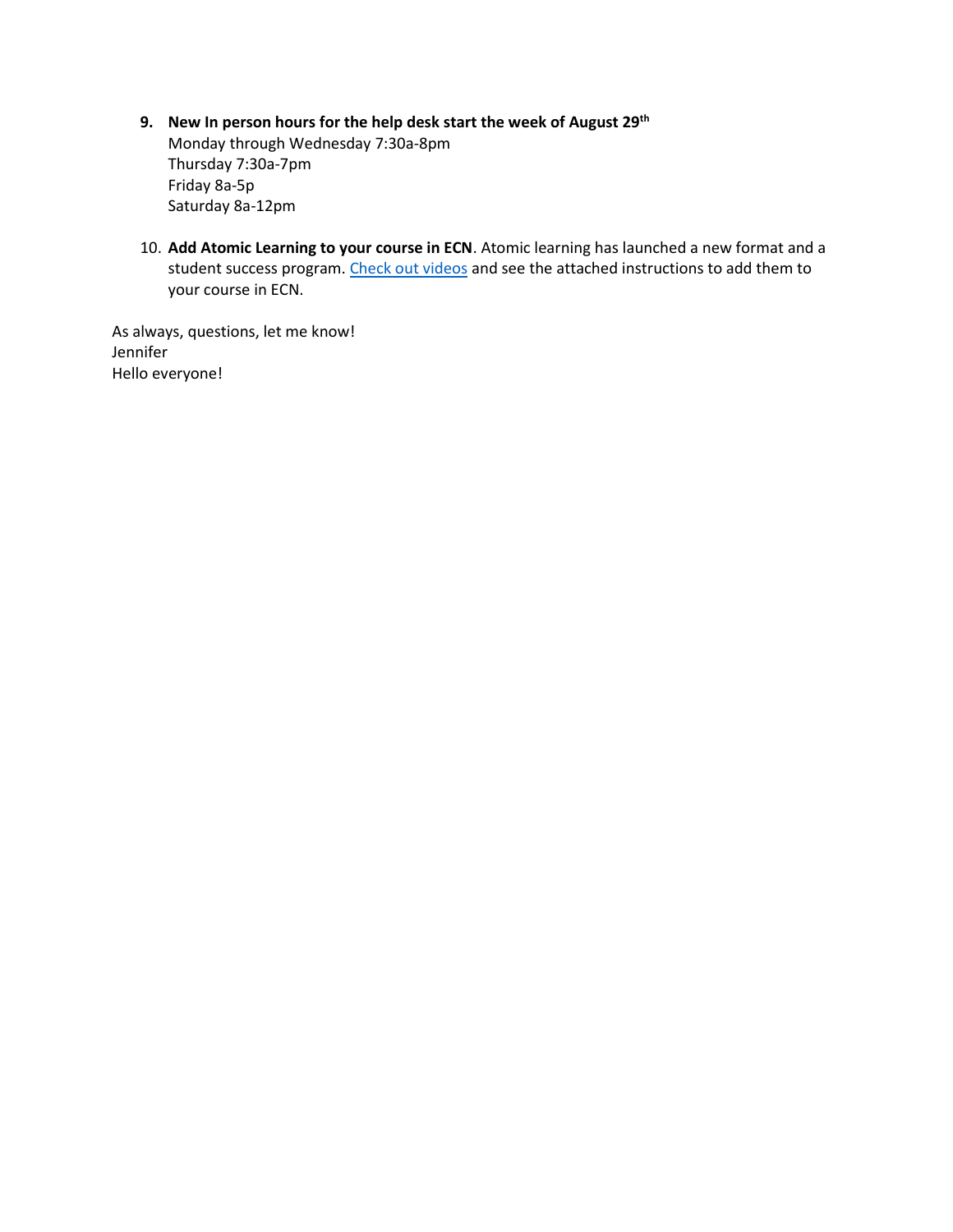9. **New In person hours for the help desk start the week of August 29th**
   Monday through Wednesday 7:30a-8pm
   Thursday 7:30a-7pm
   Friday 8a-5p
   Saturday 8a-12pm

10. **Add Atomic Learning to your course in ECN**. Atomic learning has launched a new format and a student success program. Check out videos and see the attached instructions to add them to your course in ECN.

As always, questions, let me know!
Jennifer
Hello everyone!